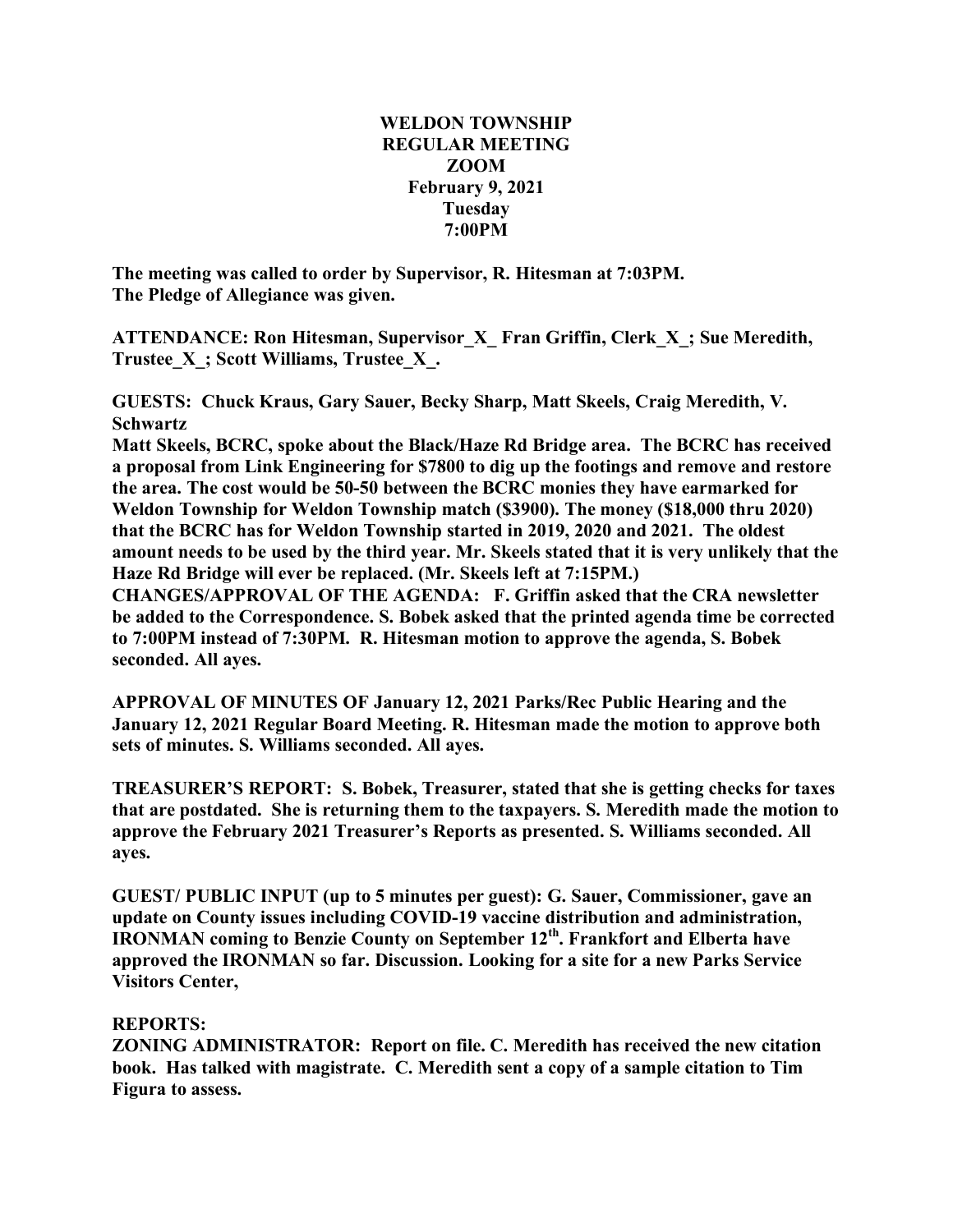**WELDON TOWNSHIP**
**REGULAR MEETING**
**ZOOM**
**February 9, 2021**
**Tuesday**
**7:00PM**

**The meeting was called to order by Supervisor, R. Hitesman at 7:03PM.**
**The Pledge of Allegiance was given.**

**ATTENDANCE: Ron Hitesman, Supervisor_X_ Fran Griffin, Clerk_X_; Sue Meredith, Trustee_X_; Scott Williams, Trustee_X_.**

**GUESTS: Chuck Kraus, Gary Sauer, Becky Sharp, Matt Skeels, Craig Meredith, V. Schwartz**

**Matt Skeels, BCRC, spoke about the Black/Haze Rd Bridge area. The BCRC has received a proposal from Link Engineering for $7800 to dig up the footings and remove and restore the area. The cost would be 50-50 between the BCRC monies they have earmarked for Weldon Township for Weldon Township match ($3900). The money ($18,000 thru 2020) that the BCRC has for Weldon Township started in 2019, 2020 and 2021. The oldest amount needs to be used by the third year. Mr. Skeels stated that it is very unlikely that the Haze Rd Bridge will ever be replaced. (Mr. Skeels left at 7:15PM.)**

**CHANGES/APPROVAL OF THE AGENDA: F. Griffin asked that the CRA newsletter be added to the Correspondence. S. Bobek asked that the printed agenda time be corrected to 7:00PM instead of 7:30PM. R. Hitesman motion to approve the agenda, S. Bobek seconded. All ayes.**

**APPROVAL OF MINUTES OF January 12, 2021 Parks/Rec Public Hearing and the January 12, 2021 Regular Board Meeting. R. Hitesman made the motion to approve both sets of minutes. S. Williams seconded. All ayes.**

**TREASURER'S REPORT: S. Bobek, Treasurer, stated that she is getting checks for taxes that are postdated. She is returning them to the taxpayers. S. Meredith made the motion to approve the February 2021 Treasurer's Reports as presented. S. Williams seconded. All ayes.**

**GUEST/ PUBLIC INPUT (up to 5 minutes per guest): G. Sauer, Commissioner, gave an update on County issues including COVID-19 vaccine distribution and administration, IRONMAN coming to Benzie County on September 12th. Frankfort and Elberta have approved the IRONMAN so far. Discussion. Looking for a site for a new Parks Service Visitors Center,**

**REPORTS:**

**ZONING ADMINISTRATOR: Report on file. C. Meredith has received the new citation book. Has talked with magistrate. C. Meredith sent a copy of a sample citation to Tim Figura to assess.**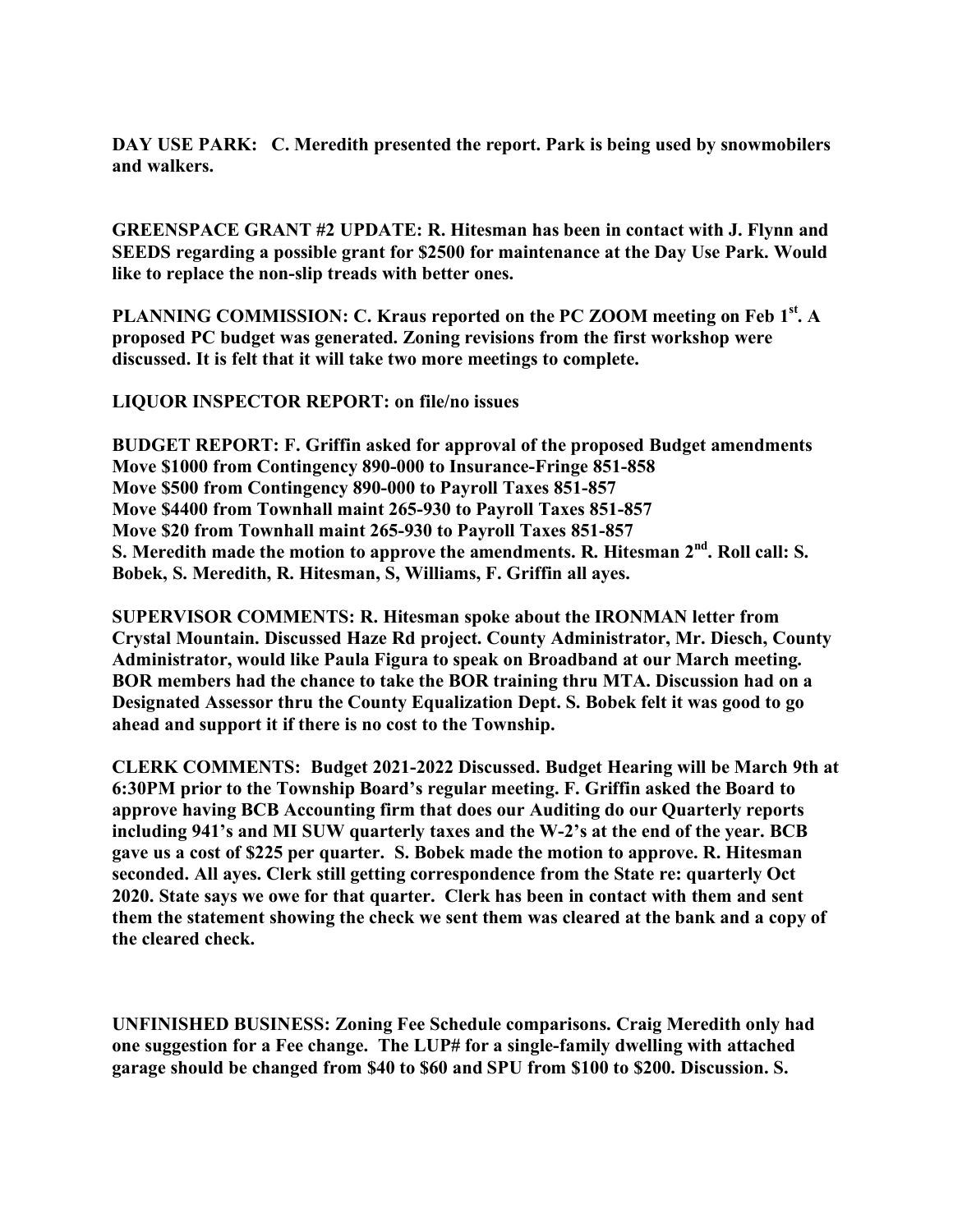**DAY USE PARK:** **C. Meredith presented the report. Park is being used by snowmobilers and walkers.**

**GREENSPACE GRANT #2 UPDATE:** **R. Hitesman has been in contact with J. Flynn and SEEDS regarding a possible grant for $2500 for maintenance at the Day Use Park. Would like to replace the non-slip treads with better ones.**

**PLANNING COMMISSION:** **C. Kraus reported on the PC ZOOM meeting on Feb 1st. A proposed PC budget was generated. Zoning revisions from the first workshop were discussed. It is felt that it will take two more meetings to complete.**

**LIQUOR INSPECTOR REPORT:** **on file/no issues**

**BUDGET REPORT:** **F. Griffin asked for approval of the proposed Budget amendments**
**Move $1000 from Contingency 890-000 to Insurance-Fringe 851-858**
**Move $500 from Contingency 890-000 to Payroll Taxes 851-857**
**Move $4400 from Townhall maint 265-930 to Payroll Taxes 851-857**
**Move $20 from Townhall maint 265-930 to Payroll Taxes 851-857**
**S. Meredith made the motion to approve the amendments. R. Hitesman 2nd. Roll call: S. Bobek, S. Meredith, R. Hitesman, S, Williams, F. Griffin all ayes.**

**SUPERVISOR COMMENTS:** **R. Hitesman spoke about the IRONMAN letter from Crystal Mountain. Discussed Haze Rd project. County Administrator, Mr. Diesch, County Administrator, would like Paula Figura to speak on Broadband at our March meeting. BOR members had the chance to take the BOR training thru MTA. Discussion had on a Designated Assessor thru the County Equalization Dept. S. Bobek felt it was good to go ahead and support it if there is no cost to the Township.**

**CLERK COMMENTS:** **Budget 2021-2022 Discussed. Budget Hearing will be March 9th at 6:30PM prior to the Township Board's regular meeting. F. Griffin asked the Board to approve having BCB Accounting firm that does our Auditing do our Quarterly reports including 941's and MI SUW quarterly taxes and the W-2's at the end of the year. BCB gave us a cost of $225 per quarter. S. Bobek made the motion to approve. R. Hitesman seconded. All ayes. Clerk still getting correspondence from the State re: quarterly Oct 2020. State says we owe for that quarter. Clerk has been in contact with them and sent them the statement showing the check we sent them was cleared at the bank and a copy of the cleared check.**

**UNFINISHED BUSINESS:** **Zoning Fee Schedule comparisons. Craig Meredith only had one suggestion for a Fee change. The LUP# for a single-family dwelling with attached garage should be changed from $40 to $60 and SPU from $100 to $200. Discussion. S.**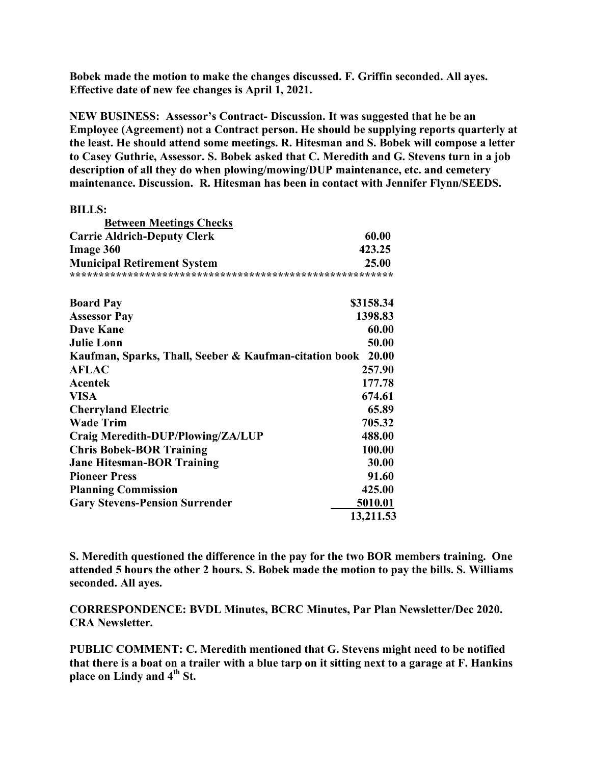**Bobek made the motion to make the changes discussed. F. Griffin seconded. All ayes. Effective date of new fee changes is April 1, 2021.**

**NEW BUSINESS: Assessor's Contract- Discussion. It was suggested that he be an Employee (Agreement) not a Contract person. He should be supplying reports quarterly at the least. He should attend some meetings. R. Hitesman and S. Bobek will compose a letter to Casey Guthrie, Assessor. S. Bobek asked that C. Meredith and G. Stevens turn in a job description of all they do when plowing/mowing/DUP maintenance, etc. and cemetery maintenance. Discussion. R. Hitesman has been in contact with Jennifer Flynn/SEEDS.**

**BILLS:**

| <u>**Between Meetings Checks**</u> | |
|---|---|
| **Carrie Aldrich-Deputy Clerk** | **60.00** |
| **Image 360** | **423.25** |
| **Municipal Retirement System** | **25.00** |

**\*\*\*\*\*\*\*\*\*\*\*\*\*\*\*\*\*\*\*\*\*\*\*\*\*\*\*\*\*\*\*\*\*\*\*\*\*\*\*\*\*\*\*\*\*\*\*\*\*\*\*\*\*\*\***

| | |
|---|---|
| **Board Pay** | **$3158.34** |
| **Assessor Pay** | **1398.83** |
| **Dave Kane** | **60.00** |
| **Julie Lonn** | **50.00** |
| **Kaufman, Sparks, Thall, Seeber & Kaufman-citation book** | **20.00** |
| **AFLAC** | **257.90** |
| **Acentek** | **177.78** |
| **VISA** | **674.61** |
| **Cherryland Electric** | **65.89** |
| **Wade Trim** | **705.32** |
| **Craig Meredith-DUP/Plowing/ZA/LUP** | **488.00** |
| **Chris Bobek-BOR Training** | **100.00** |
| **Jane Hitesman-BOR Training** | **30.00** |
| **Pioneer Press** | **91.60** |
| **Planning Commission** | **425.00** |
| **Gary Stevens-Pension Surrender** | <u>**5010.01**</u> |
| | **13,211.53** |

**S. Meredith questioned the difference in the pay for the two BOR members training. One attended 5 hours the other 2 hours. S. Bobek made the motion to pay the bills. S. Williams seconded. All ayes.**

**CORRESPONDENCE: BVDL Minutes, BCRC Minutes, Par Plan Newsletter/Dec 2020. CRA Newsletter.**

**PUBLIC COMMENT: C. Meredith mentioned that G. Stevens might need to be notified that there is a boat on a trailer with a blue tarp on it sitting next to a garage at F. Hankins place on Lindy and 4th St.**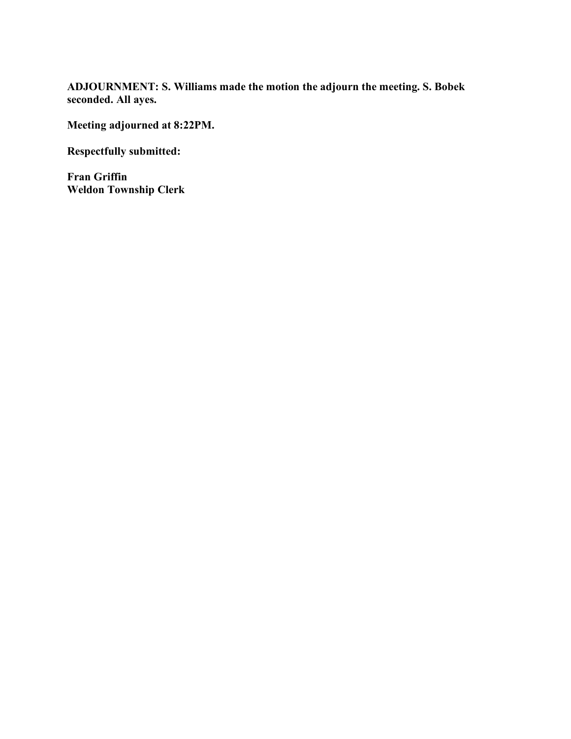**ADJOURNMENT: S. Williams made the motion the adjourn the meeting. S. Bobek seconded. All ayes.**

**Meeting adjourned at 8:22PM.**

**Respectfully submitted:**

**Fran Griffin**
**Weldon Township Clerk**